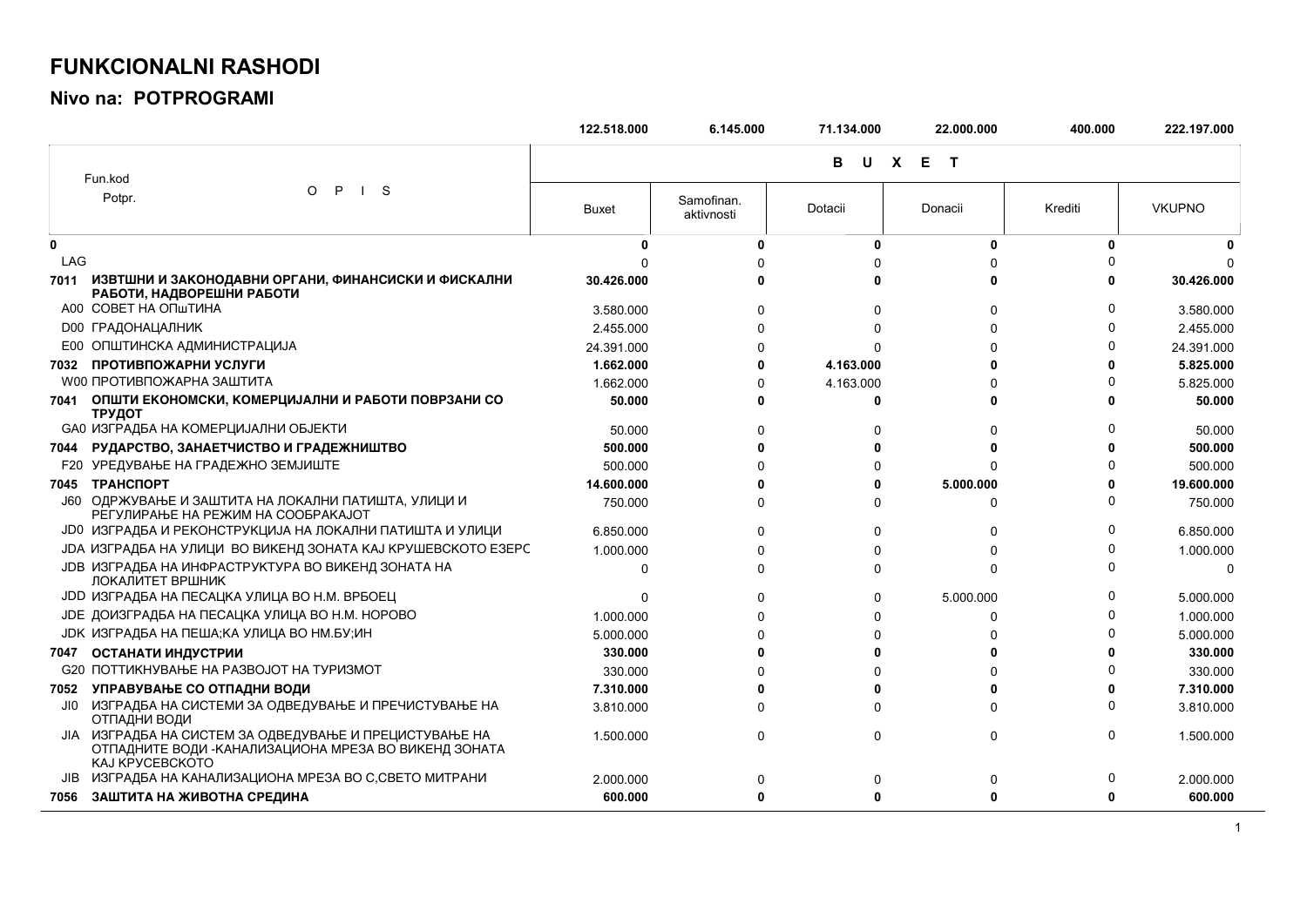# FUNKCIONALNI RASHODI

## Nivo na: POTPROGRAMI

| Fun.kod Potpr. | O P I S | Buxet | Samofinan. aktivnosti | Dotacii | Donacii | Krediti | VKUPNO |
|---|---|---|---|---|---|---|---|
| | | 122.518.000 | 6.145.000 | 71.134.000 | 22.000.000 | 400.000 | 222.197.000 |
| **0** | | **0** | **0** | **0** | **0** | **0** | **0** |
| LAG | | 0 | 0 | 0 | 0 | 0 | 0 |
| **7011** | **ИЗВТШНИ И ЗАКОНОДАВНИ ОРГАНИ, ФИНАНСИСКИ И ФИСКАЛНИ РАБОТИ, НАДВОРЕШНИ РАБОТИ** | **30.426.000** | **0** | **0** | **0** | **0** | **30.426.000** |
| A00 | СОВЕТ НА ОПшТИНА | 3.580.000 | 0 | 0 | 0 | 0 | 3.580.000 |
| D00 | ГРАДОНАЦАЛНИК | 2.455.000 | 0 | 0 | 0 | 0 | 2.455.000 |
| E00 | ОПШТИНСКА АДМИНИСТРАЦИЈА | 24.391.000 | 0 | 0 | 0 | 0 | 24.391.000 |
| **7032** | **ПРОТИВПОЖАРНИ УСЛУГИ** | **1.662.000** | **0** | **4.163.000** | **0** | **0** | **5.825.000** |
| W00 | ПРОТИВПОЖАРНА ЗАШТИТА | 1.662.000 | 0 | 4.163.000 | 0 | 0 | 5.825.000 |
| **7041** | **ОПШТИ ЕКОНОМСКИ, КОМЕРЦИЈАЛНИ И РАБОТИ ПОВРЗАНИ СО ТРУДОТ** | **50.000** | **0** | **0** | **0** | **0** | **50.000** |
| GA0 | ИЗГРАДБА НА КОМЕРЦИЈАЛНИ ОБЈЕКТИ | 50.000 | 0 | 0 | 0 | 0 | 50.000 |
| **7044** | **РУДАРСТВО, ЗАНАЕТЧИСТВО И ГРАДЕЖНИШТВО** | **500.000** | **0** | **0** | **0** | **0** | **500.000** |
| F20 | УРЕДУВАЊЕ НА ГРАДЕЖНО ЗЕМЈИШТЕ | 500.000 | 0 | 0 | 0 | 0 | 500.000 |
| **7045** | **ТРАНСПОРТ** | **14.600.000** | **0** | **0** | **5.000.000** | **0** | **19.600.000** |
| J60 | ОДРЖУВАЊЕ И ЗАШТИТА НА ЛОКАЛНИ ПАТИШТА, УЛИЦИ И РЕГУЛИРАЊЕ НА РЕЖИМ НА СООБРАКАЈОТ | 750.000 | 0 | 0 | 0 | 0 | 750.000 |
| JD0 | ИЗГРАДБА И РЕКОНСТРУКЦИЈА НА ЛОКАЛНИ ПАТИШТА И УЛИЦИ | 6.850.000 | 0 | 0 | 0 | 0 | 6.850.000 |
| JDA | ИЗГРАДБА НА УЛИЦИ ВО ВИКЕНД ЗОНАТА КАЈ КРУШЕВСКОТО ЕЗЕРС | 1.000.000 | 0 | 0 | 0 | 0 | 1.000.000 |
| JDB | ИЗГРАДБА НА ИНФРАСТРУКТУРА ВО ВИКЕНД ЗОНАТА НА ЛОКАЛИТЕТ ВРШНИК | 0 | 0 | 0 | 0 | 0 | 0 |
| JDD | ИЗГРАДБА НА ПЕСАЦКА УЛИЦА ВО Н.М. ВРБОЕЦ | 0 | 0 | 0 | 5.000.000 | 0 | 5.000.000 |
| JDE | ДОИЗГРАДБА НА ПЕСАЦКА УЛИЦА ВО Н.М. НОРОВО | 1.000.000 | 0 | 0 | 0 | 0 | 1.000.000 |
| JDK | ИЗГРАДБА НА ПЕША;КА УЛИЦА ВО НМ.БУ;ИН | 5.000.000 | 0 | 0 | 0 | 0 | 5.000.000 |
| **7047** | **ОСТАНАТИ ИНДУСТРИИ** | **330.000** | **0** | **0** | **0** | **0** | **330.000** |
| G20 | ПОТТИКНУВАЊЕ НА РАЗВОЈОТ НА ТУРИЗМОТ | 330.000 | 0 | 0 | 0 | 0 | 330.000 |
| **7052** | **УПРАВУВАЊЕ СО ОТПАДНИ ВОДИ** | **7.310.000** | **0** | **0** | **0** | **0** | **7.310.000** |
| JI0 | ИЗГРАДБА НА СИСТЕМИ ЗА ОДВЕДУВАЊЕ И ПРЕЧИСТУВАЊЕ НА ОТПАДНИ ВОДИ | 3.810.000 | 0 | 0 | 0 | 0 | 3.810.000 |
| JIA | ИЗГРАДБА НА СИСТЕМ ЗА ОДВЕДУВАЊЕ И ПРЕЦИСТУВАЊЕ НА ОТПАДНИТЕ ВОДИ -КАНАЛИЗАЦИОНА МРЕЗА ВО ВИКЕНД ЗОНАТА КАЈ КРУСЕВСКОТО | 1.500.000 | 0 | 0 | 0 | 0 | 1.500.000 |
| JIB | ИЗГРАДБА НА КАНАЛИЗАЦИОНА МРЕЗА ВО С,СВЕТО МИТРАНИ | 2.000.000 | 0 | 0 | 0 | 0 | 2.000.000 |
| **7056** | **ЗАШТИТА НА ЖИВОТНА СРЕДИНА** | **600.000** | **0** | **0** | **0** | **0** | **600.000** |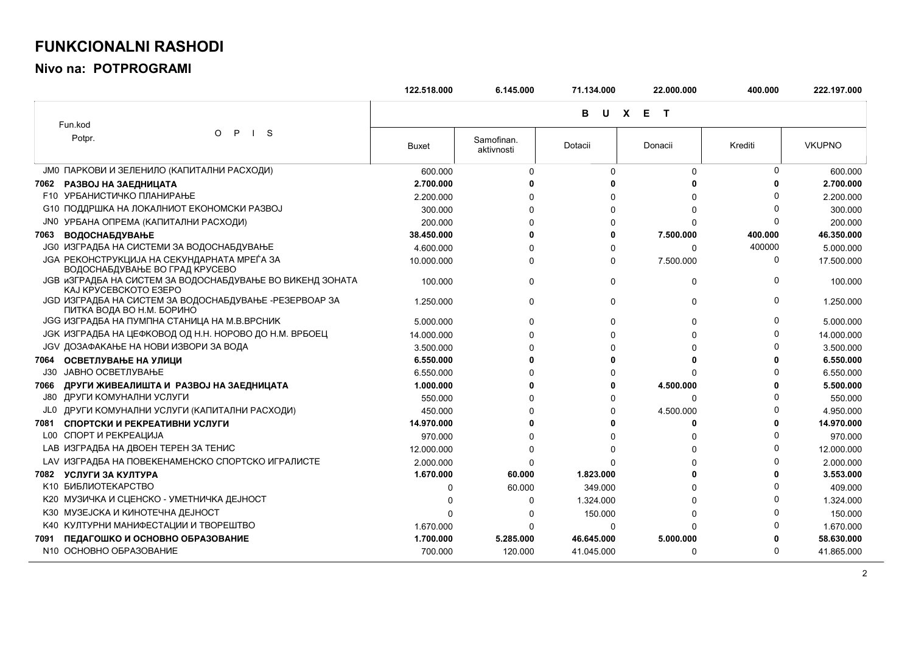# FUNKCIONALNI RASHODI

## Nivo na: POTPROGRAMI

| Fun.kod Potpr. | O P I S | Buxet | Samofinan. aktivnosti | Dotacii | Donacii | Krediti | VKUPNO |
|---|---|---|---|---|---|---|---|
| | | 122.518.000 | 6.145.000 | 71.134.000 | 22.000.000 | 400.000 | 222.197.000 |
| | | B U X E T | | | | | |
| JM0 | ПАРКОВИ И ЗЕЛЕНИЛО (КАПИТАЛНИ РАСХОДИ) | 600.000 | 0 | 0 | 0 | 0 | 600.000 |
| **7062** | **РАЗВОЈ НА ЗАЕДНИЦАТА** | **2.700.000** | **0** | **0** | **0** | **0** | **2.700.000** |
| F10 | УРБАНИСТИЧКО ПЛАНИРАЊЕ | 2.200.000 | 0 | 0 | 0 | 0 | 2.200.000 |
| G10 | ПОДДРШКА НА ЛОКАЛНИОТ ЕКОНОМСКИ РАЗВОЈ | 300.000 | 0 | 0 | 0 | 0 | 300.000 |
| JN0 | УРБАНА ОПРЕМА (КАПИТАЛНИ РАСХОДИ) | 200.000 | 0 | 0 | 0 | 0 | 200.000 |
| **7063** | **ВОДОСНАБДУВАЊЕ** | **38.450.000** | **0** | **0** | **7.500.000** | **400.000** | **46.350.000** |
| JG0 | ИЗГРАДБА НА СИСТЕМИ ЗА ВОДОСНАБДУВАЊЕ | 4.600.000 | 0 | 0 | 0 | 400000 | 5.000.000 |
| JGA | РЕКОНСТРУКЦИЈА НА СЕКУНДАРНАТА МРЕЃА ЗА ВОДОСНАБДУВАЊЕ ВО ГРАД КРУСЕВО | 10.000.000 | 0 | 0 | 7.500.000 | 0 | 17.500.000 |
| JGB | иЗГРАДБА НА СИСТЕМ ЗА ВОДОСНАБДУВАЊЕ ВО ВИКЕНД ЗОНАТА КАЈ КРУСЕВСКОТО ЕЗЕРО | 100.000 | 0 | 0 | 0 | 0 | 100.000 |
| JGD | ИЗГРАДБА НА СИСТЕМ ЗА ВОДОСНАБДУВАЊЕ -РЕЗЕРВОАР ЗА ПИТКА ВОДА ВО Н.М. БОРИНО | 1.250.000 | 0 | 0 | 0 | 0 | 1.250.000 |
| JGG | ИЗГРАДБА НА ПУМПНА СТАНИЦА НА М.В.ВРСНИК | 5.000.000 | 0 | 0 | 0 | 0 | 5.000.000 |
| JGK | ИЗГРАДБА НА ЦЕФКОВОД ОД Н.Н. НОРОВО ДО Н.М. ВРБОЕЦ | 14.000.000 | 0 | 0 | 0 | 0 | 14.000.000 |
| JGV | ДОЗАФАКАЊЕ НА НОВИ ИЗВОРИ ЗА ВОДА | 3.500.000 | 0 | 0 | 0 | 0 | 3.500.000 |
| **7064** | **ОСВЕТЛУВАЊЕ НА УЛИЦИ** | **6.550.000** | **0** | **0** | **0** | **0** | **6.550.000** |
| J30 | JАВНО ОСВЕТЛУВАЊЕ | 6.550.000 | 0 | 0 | 0 | 0 | 6.550.000 |
| **7066** | **ДРУГИ ЖИВЕАЛИШТА И РАЗВОЈ НА ЗАЕДНИЦАТА** | **1.000.000** | **0** | **0** | **4.500.000** | **0** | **5.500.000** |
| J80 | ДРУГИ КОМУНАЛНИ УСЛУГИ | 550.000 | 0 | 0 | 0 | 0 | 550.000 |
| JL0 | ДРУГИ КОМУНАЛНИ УСЛУГИ (КАПИТАЛНИ РАСХОДИ) | 450.000 | 0 | 0 | 4.500.000 | 0 | 4.950.000 |
| **7081** | **СПОРТСКИ И РЕКРЕАТИВНИ УСЛУГИ** | **14.970.000** | **0** | **0** | **0** | **0** | **14.970.000** |
| L00 | СПОРТ И РЕКРЕАЦИЈА | 970.000 | 0 | 0 | 0 | 0 | 970.000 |
| LAB | ИЗГРАДБА НА ДВОЕН ТЕРЕН ЗА ТЕНИС | 12.000.000 | 0 | 0 | 0 | 0 | 12.000.000 |
| LAV | ИЗГРАДБА НА ПОВЕКЕНАМЕНСКО СПОРТСКО ИГРАЛИСТЕ | 2.000.000 | 0 | 0 | 0 | 0 | 2.000.000 |
| **7082** | **УСЛУГИ ЗА КУЛТУРА** | **1.670.000** | **60.000** | **1.823.000** | **0** | **0** | **3.553.000** |
| K10 | БИБЛИОТЕКАРСТВО | 0 | 60.000 | 349.000 | 0 | 0 | 409.000 |
| K20 | МУЗИЧКА И СЦЕНСКО - УМЕТНИЧКА ДЕЈНОСТ | 0 | 0 | 1.324.000 | 0 | 0 | 1.324.000 |
| K30 | МУЗЕЈСКА И КИНОТЕЧНА ДЕЈНОСТ | 0 | 0 | 150.000 | 0 | 0 | 150.000 |
| K40 | КУЛТУРНИ МАНИФЕСТАЦИИ И ТВОРЕШТВО | 1.670.000 | 0 | 0 | 0 | 0 | 1.670.000 |
| **7091** | **ПЕДАГОШКО И ОСНОВНО ОБРАЗОВАНИЕ** | **1.700.000** | **5.285.000** | **46.645.000** | **5.000.000** | **0** | **58.630.000** |
| N10 | ОСНОВНО ОБРАЗОВАНИЕ | 700.000 | 120.000 | 41.045.000 | 0 | 0 | 41.865.000 |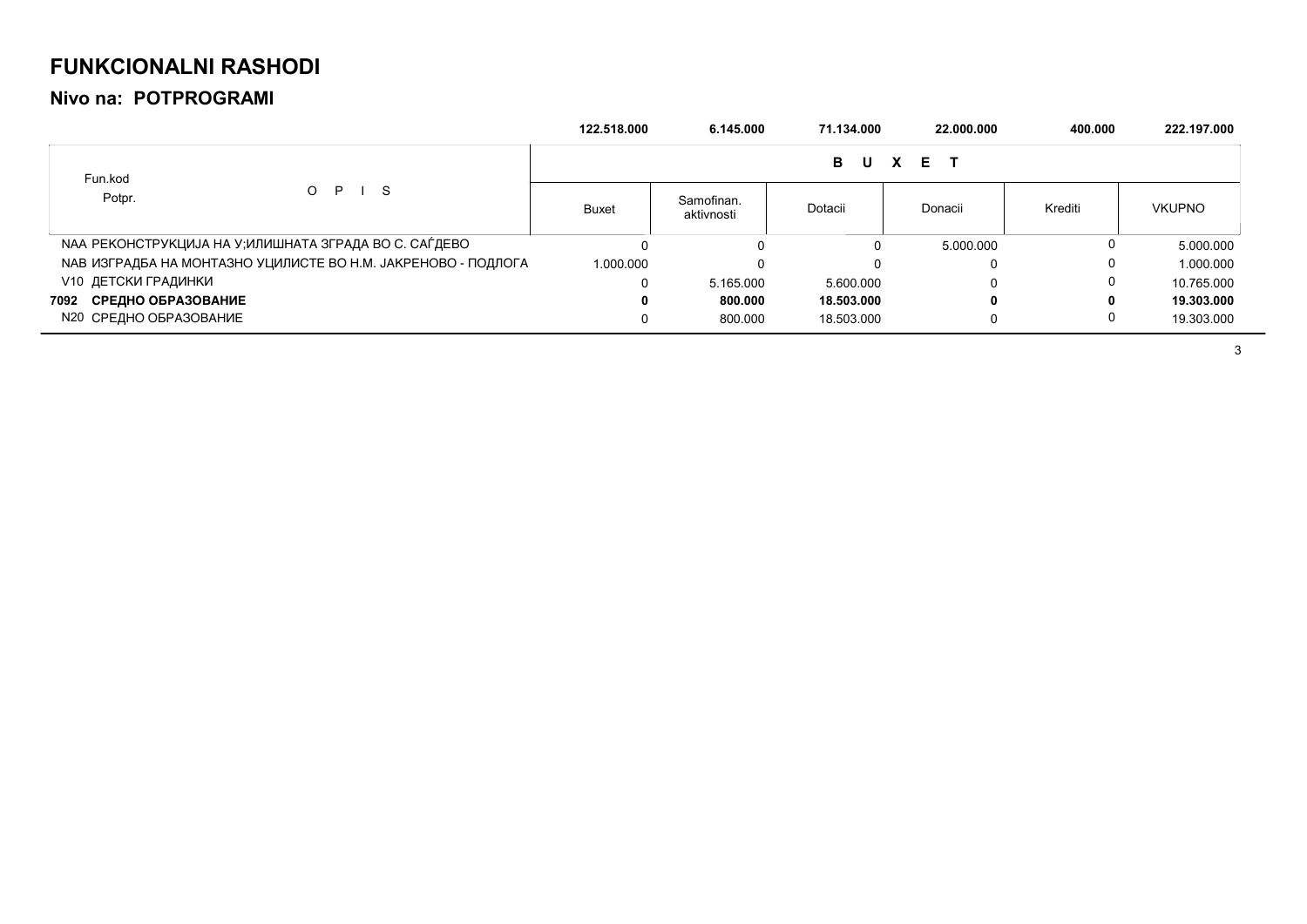# FUNKCIONALNI RASHODI

## Nivo na: POTPROGRAMI

| Fun.kod Potpr. | O P I S | Buxet | Samofinan. aktivnosti | Dotacii | Donacii | Krediti | VKUPNO |
|---|---|---|---|---|---|---|---|
| | | 122.518.000 | 6.145.000 | 71.134.000 | 22.000.000 | 400.000 | 222.197.000 |
| NAA | РЕКОНСТРУКЦИЈА НА У;ИЛИШНАТА ЗГРАДА ВО С. САЃДЕВО | 0 | 0 | 0 | 5.000.000 | 0 | 5.000.000 |
| NAB | ИЗГРАДБА НА МОНТАЗНО УЦИЛИСТЕ ВО Н.М. ЈАКРЕНОВО - ПОДЛОГА | 1.000.000 | 0 | 0 | 0 | 0 | 1.000.000 |
| V10 | ДЕТСКИ ГРАДИНКИ | 0 | 5.165.000 | 5.600.000 | 0 | 0 | 10.765.000 |
| **7092** | **СРЕДНО ОБРАЗОВАНИЕ** | **0** | **800.000** | **18.503.000** | **0** | **0** | **19.303.000** |
| N20 | СРЕДНО ОБРАЗОВАНИЕ | 0 | 800.000 | 18.503.000 | 0 | 0 | 19.303.000 |